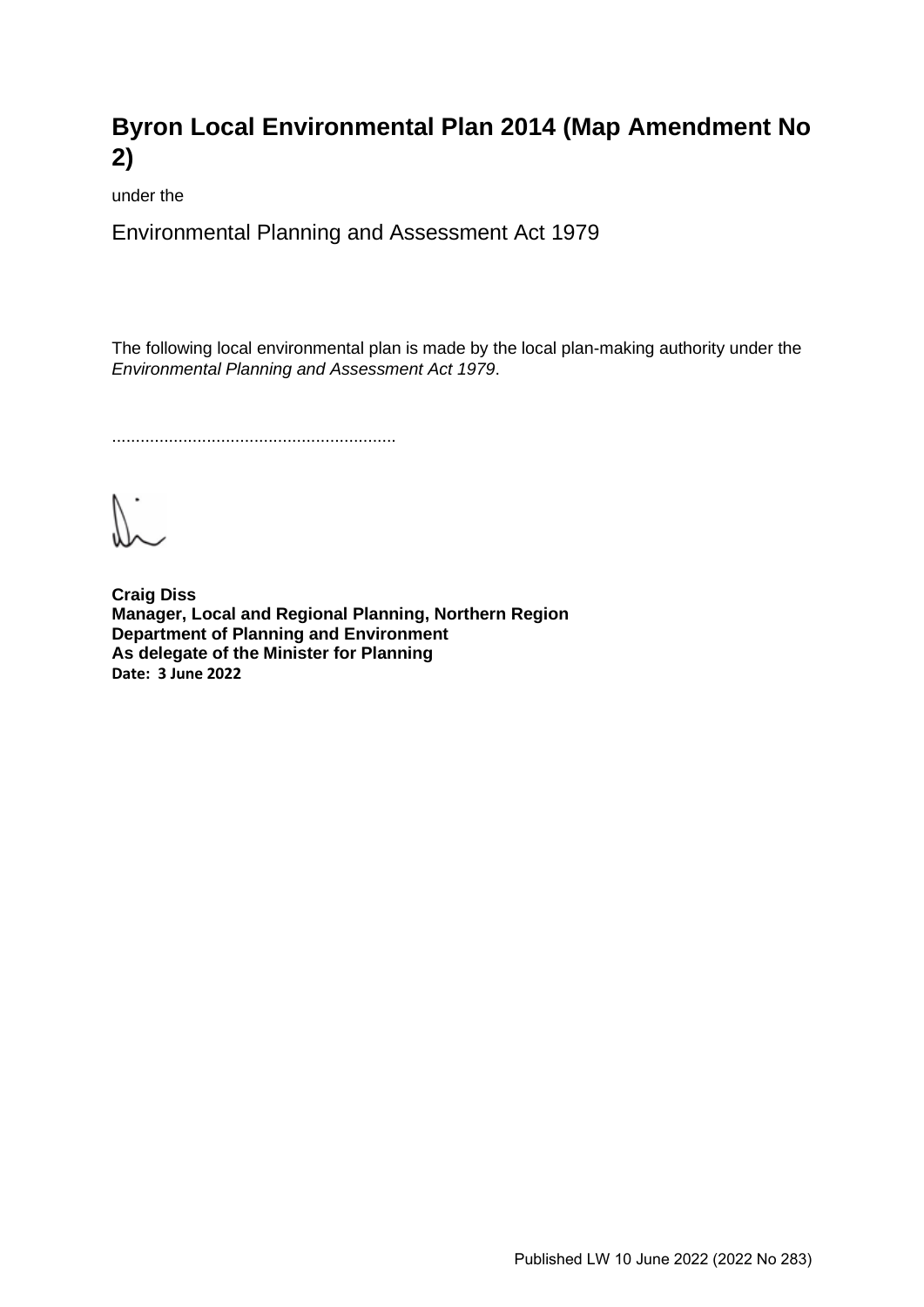# Byron Local Environmental Plan 2014 (Map Amendment No 2)

under the

Environmental Planning and Assessment Act 1979

The following local environmental plan is made by the local plan-making authority under the *Environmental Planning and Assessment Act 1979*.

............................................................

**Craig Diss**
**Manager, Local and Regional Planning, Northern Region**
**Department of Planning and Environment**
**As delegate of the Minister for Planning**
**Date: 3 June 2022**

Published LW 10 June 2022 (2022 No 283)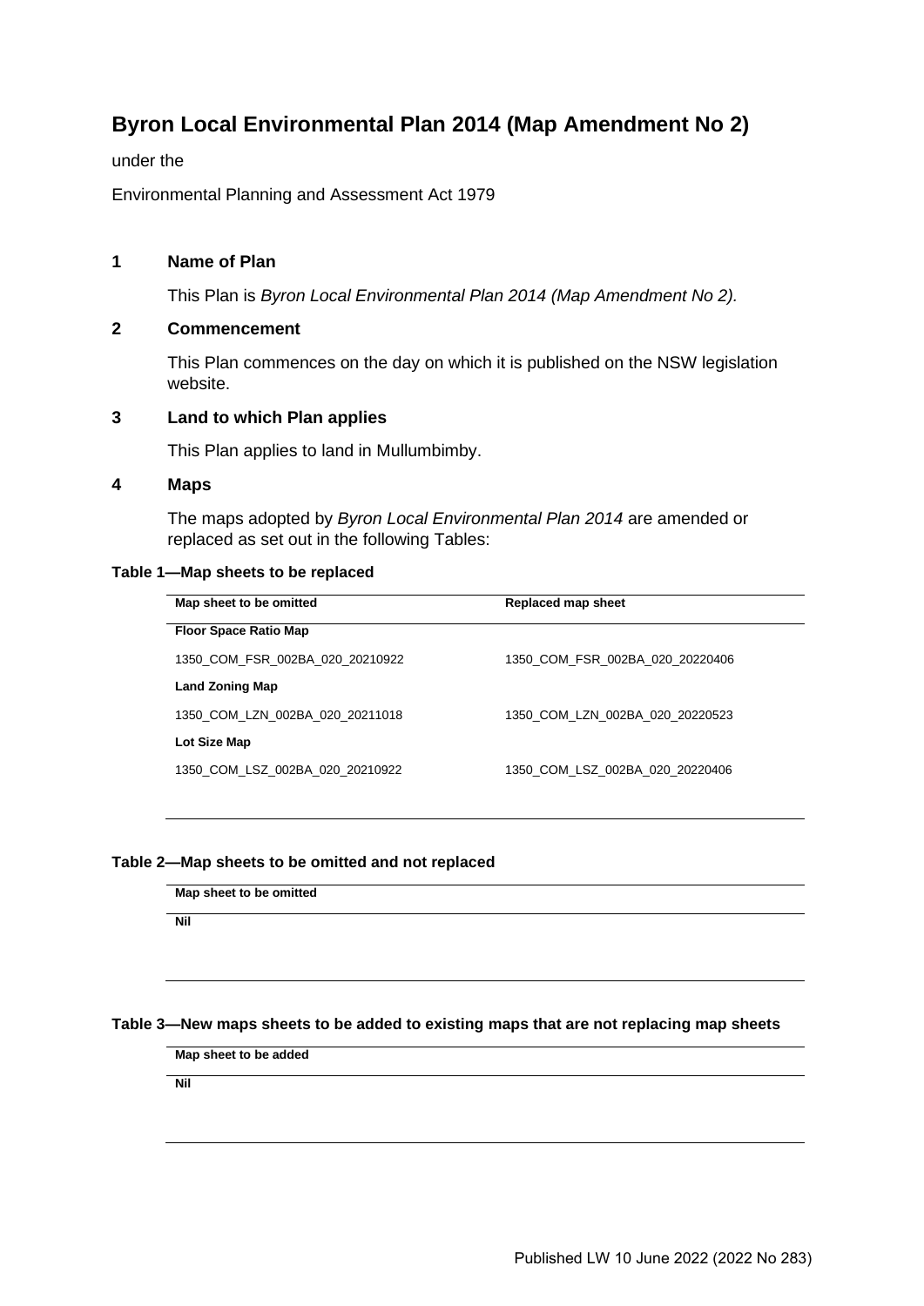# Byron Local Environmental Plan 2014 (Map Amendment No 2)

under the

Environmental Planning and Assessment Act 1979

## 1 Name of Plan

This Plan is *Byron Local Environmental Plan 2014 (Map Amendment No 2).*

## 2 Commencement

This Plan commences on the day on which it is published on the NSW legislation website.

## 3 Land to which Plan applies

This Plan applies to land in Mullumbimby.

## 4 Maps

The maps adopted by *Byron Local Environmental Plan 2014* are amended or replaced as set out in the following Tables:

**Table 1—Map sheets to be replaced**

| Map sheet to be omitted | Replaced map sheet |
|---|---|
| **Floor Space Ratio Map** | |
| 1350_COM_FSR_002BA_020_20210922 | 1350_COM_FSR_002BA_020_20220406 |
| **Land Zoning Map** | |
| 1350_COM_LZN_002BA_020_20211018 | 1350_COM_LZN_002BA_020_20220523 |
| **Lot Size Map** | |
| 1350_COM_LSZ_002BA_020_20210922 | 1350_COM_LSZ_002BA_020_20220406 |

**Table 2—Map sheets to be omitted and not replaced**

| Map sheet to be omitted |
|---|
| Nil |

**Table 3—New maps sheets to be added to existing maps that are not replacing map sheets**

| Map sheet to be added |
|---|
| Nil |

Published LW 10 June 2022 (2022 No 283)